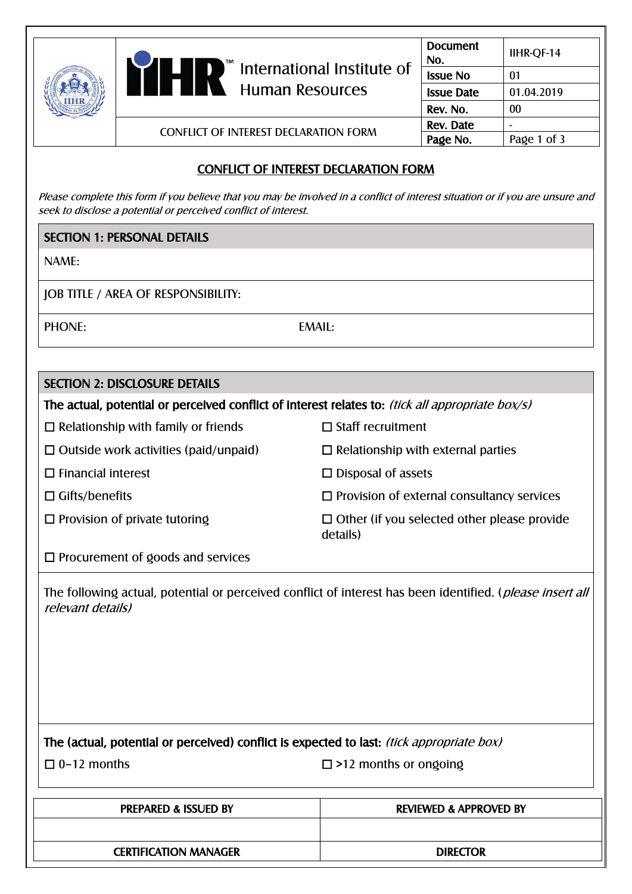| | IIHR™ International Institute of Human Resources | Document No. | IIHR-QF-14 |
|---|---|---|---|
| | | Issue No | 01 |
| | | Issue Date | 01.04.2019 |
| | | Rev. No. | 00 |
| | CONFLICT OF INTEREST DECLARATION FORM | Rev. Date | - |
| | | Page No. | Page 1 of 3 |

## CONFLICT OF INTEREST DECLARATION FORM

*Please complete this form if you believe that you may be involved in a conflict of interest situation or if you are unsure and seek to disclose a potential or perceived conflict of interest.*

### SECTION 1: PERSONAL DETAILS

NAME:

JOB TITLE / AREA OF RESPONSIBILITY:

PHONE: EMAIL:

### SECTION 2: DISCLOSURE DETAILS

**The actual, potential or perceived conflict of interest relates to:** *(tick all appropriate box/s)*

- ☐ Relationship with family or friends
- ☐ Staff recruitment
- ☐ Outside work activities (paid/unpaid)
- ☐ Relationship with external parties
- ☐ Financial interest
- ☐ Disposal of assets
- ☐ Gifts/benefits
- ☐ Provision of external consultancy services
- ☐ Provision of private tutoring
- ☐ Other (if you selected other please provide details)
- ☐ Procurement of goods and services

The following actual, potential or perceived conflict of interest has been identified. (*please insert all relevant details)*

**The (actual, potential or perceived) conflict is expected to last:** *(tick appropriate box)*

- ☐ 0–12 months
- ☐ >12 months or ongoing

| PREPARED & ISSUED BY | REVIEWED & APPROVED BY |
|---|---|
| | |
| CERTIFICATION MANAGER | DIRECTOR |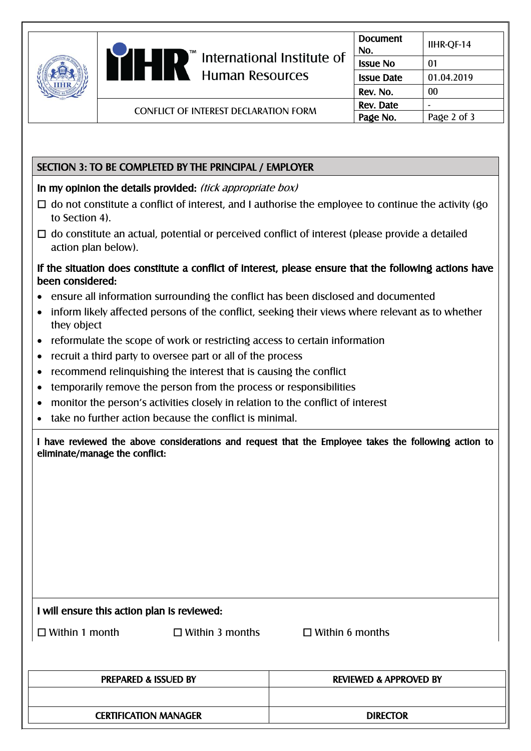| | International Institute of Human Resources | Document No. | IIHR-QF-14 |
|---|---|---|---|
| | | Issue No | 01 |
| | | Issue Date | 01.04.2019 |
| | | Rev. No. | 00 |
| | CONFLICT OF INTEREST DECLARATION FORM | Rev. Date | - |
| | | Page No. | Page 2 of 3 |

## SECTION 3: TO BE COMPLETED BY THE PRINCIPAL / EMPLOYER

**In my opinion the details provided:** *(tick appropriate box)*

☐ do not constitute a conflict of interest, and I authorise the employee to continue the activity (go to Section 4).

☐ do constitute an actual, potential or perceived conflict of interest (please provide a detailed action plan below).

**If the situation does constitute a conflict of interest, please ensure that the following actions have been considered:**

- ensure all information surrounding the conflict has been disclosed and documented
- inform likely affected persons of the conflict, seeking their views where relevant as to whether they object
- reformulate the scope of work or restricting access to certain information
- recruit a third party to oversee part or all of the process
- recommend relinquishing the interest that is causing the conflict
- temporarily remove the person from the process or responsibilities
- monitor the person's activities closely in relation to the conflict of interest
- take no further action because the conflict is minimal.

**I have reviewed the above considerations and request that the Employee takes the following action to eliminate/manage the conflict:**

**I will ensure this action plan is reviewed:**

☐ Within 1 month ☐ Within 3 months ☐ Within 6 months

| PREPARED & ISSUED BY | REVIEWED & APPROVED BY |
|---|---|
| | |
| CERTIFICATION MANAGER | DIRECTOR |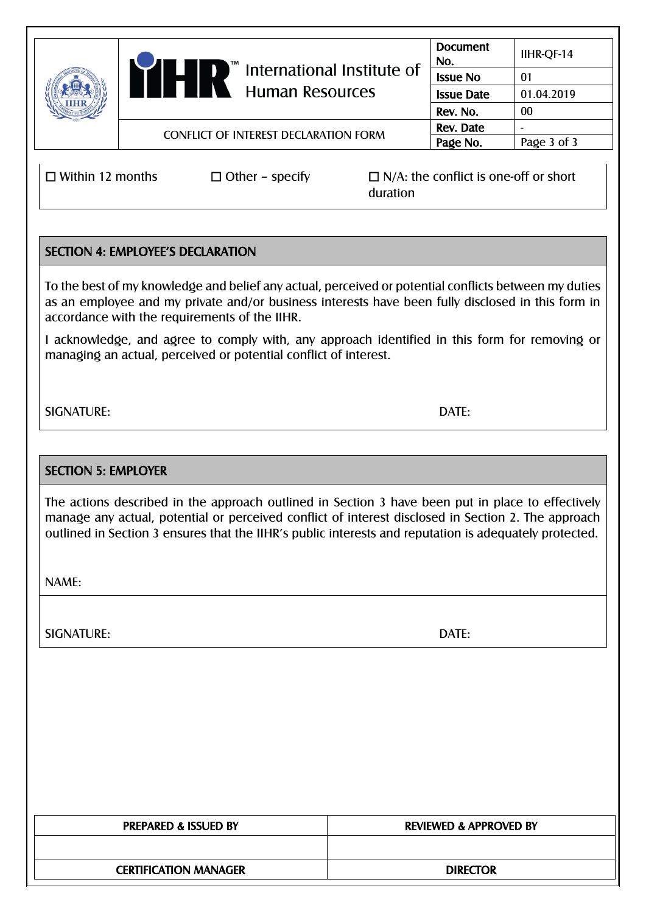| | | |
|---|---|---|
| ☐ Within 12 months | ☐ Other – specify | ☐ N/A: the conflict is one-off or short duration |

## SECTION 4: EMPLOYEE'S DECLARATION

To the best of my knowledge and belief any actual, perceived or potential conflicts between my duties as an employee and my private and/or business interests have been fully disclosed in this form in accordance with the requirements of the IIHR.

I acknowledge, and agree to comply with, any approach identified in this form for removing or managing an actual, perceived or potential conflict of interest.

SIGNATURE: DATE:

## SECTION 5: EMPLOYER

The actions described in the approach outlined in Section 3 have been put in place to effectively manage any actual, potential or perceived conflict of interest disclosed in Section 2. The approach outlined in Section 3 ensures that the IIHR's public interests and reputation is adequately protected.

NAME:

SIGNATURE: DATE:

| PREPARED & ISSUED BY | REVIEWED & APPROVED BY |
|---|---|
| | |
| CERTIFICATION MANAGER | DIRECTOR |